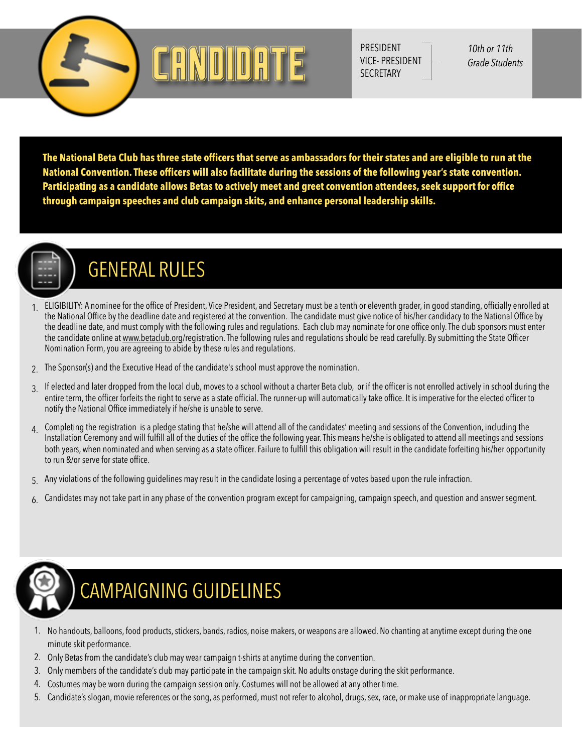# CANDIDATE

PRESIDENT
VICE- PRESIDENT
SECRETARY

*10th or 11th Grade Students*

**The National Beta Club has three state officers that serve as ambassadors for their states and are eligible to run at the National Convention. These officers will also facilitate during the sessions of the following year's state convention. Participating as a candidate allows Betas to actively meet and greet convention attendees, seek support for office through campaign speeches and club campaign skits, and enhance personal leadership skills.**

## GENERAL RULES

1. ELIGIBILITY: A nominee for the office of President, Vice President, and Secretary must be a tenth or eleventh grader, in good standing, officially enrolled at the National Office by the deadline date and registered at the convention. The candidate must give notice of his/her candidacy to the National Office by the deadline date, and must comply with the following rules and regulations. Each club may nominate for one office only. The club sponsors must enter the candidate online at www.betaclub.org/registration. The following rules and regulations should be read carefully. By submitting the State Officer Nomination Form, you are agreeing to abide by these rules and regulations.
2. The Sponsor(s) and the Executive Head of the candidate's school must approve the nomination.
3. If elected and later dropped from the local club, moves to a school without a charter Beta club, or if the officer is not enrolled actively in school during the entire term, the officer forfeits the right to serve as a state official. The runner-up will automatically take office. It is imperative for the elected officer to notify the National Office immediately if he/she is unable to serve.
4. Completing the registration is a pledge stating that he/she will attend all of the candidates' meeting and sessions of the Convention, including the Installation Ceremony and will fulfill all of the duties of the office the following year. This means he/she is obligated to attend all meetings and sessions both years, when nominated and when serving as a state officer. Failure to fulfill this obligation will result in the candidate forfeiting his/her opportunity to run &/or serve for state office.
5. Any violations of the following guidelines may result in the candidate losing a percentage of votes based upon the rule infraction.
6. Candidates may not take part in any phase of the convention program except for campaigning, campaign speech, and question and answer segment.

## CAMPAIGNING GUIDELINES

1. No handouts, balloons, food products, stickers, bands, radios, noise makers, or weapons are allowed. No chanting at anytime except during the one minute skit performance.
2. Only Betas from the candidate's club may wear campaign t-shirts at anytime during the convention.
3. Only members of the candidate's club may participate in the campaign skit. No adults onstage during the skit performance.
4. Costumes may be worn during the campaign session only. Costumes will not be allowed at any other time.
5. Candidate's slogan, movie references or the song, as performed, must not refer to alcohol, drugs, sex, race, or make use of inappropriate language.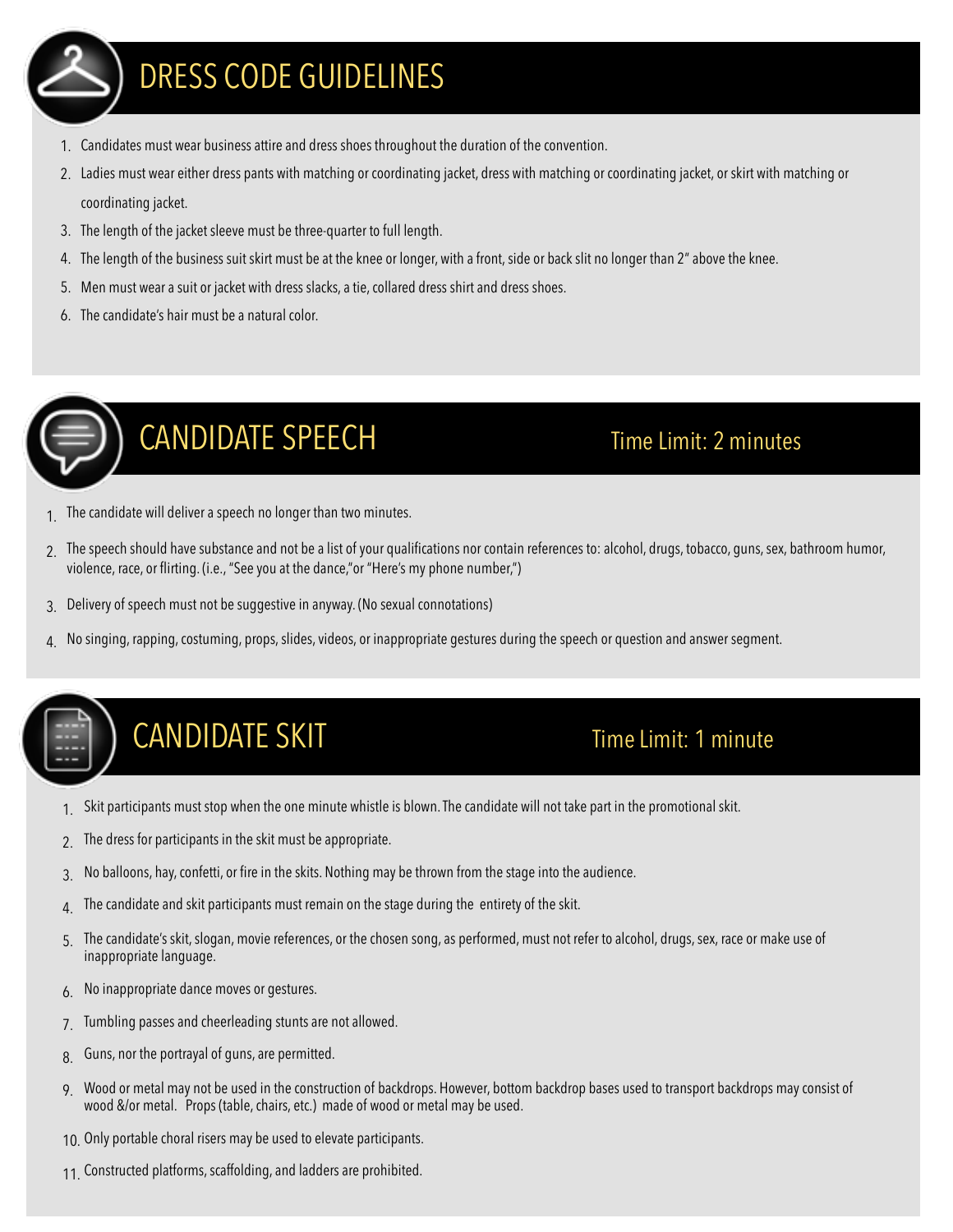## DRESS CODE GUIDELINES

1. Candidates must wear business attire and dress shoes throughout the duration of the convention.
2. Ladies must wear either dress pants with matching or coordinating jacket, dress with matching or coordinating jacket, or skirt with matching or coordinating jacket.
3. The length of the jacket sleeve must be three-quarter to full length.
4. The length of the business suit skirt must be at the knee or longer, with a front, side or back slit no longer than 2" above the knee.
5. Men must wear a suit or jacket with dress slacks, a tie, collared dress shirt and dress shoes.
6. The candidate's hair must be a natural color.

## CANDIDATE SPEECH

Time Limit: 2 minutes

1. The candidate will deliver a speech no longer than two minutes.
2. The speech should have substance and not be a list of your qualifications nor contain references to: alcohol, drugs, tobacco, guns, sex, bathroom humor, violence, race, or flirting. (i.e., "See you at the dance,"or "Here's my phone number,")
3. Delivery of speech must not be suggestive in anyway. (No sexual connotations)
4. No singing, rapping, costuming, props, slides, videos, or inappropriate gestures during the speech or question and answer segment.

## CANDIDATE SKIT

Time Limit: 1 minute

1. Skit participants must stop when the one minute whistle is blown. The candidate will not take part in the promotional skit.
2. The dress for participants in the skit must be appropriate.
3. No balloons, hay, confetti, or fire in the skits. Nothing may be thrown from the stage into the audience.
4. The candidate and skit participants must remain on the stage during the entirety of the skit.
5. The candidate's skit, slogan, movie references, or the chosen song, as performed, must not refer to alcohol, drugs, sex, race or make use of inappropriate language.
6. No inappropriate dance moves or gestures.
7. Tumbling passes and cheerleading stunts are not allowed.
8. Guns, nor the portrayal of guns, are permitted.
9. Wood or metal may not be used in the construction of backdrops. However, bottom backdrop bases used to transport backdrops may consist of wood &/or metal. Props (table, chairs, etc.) made of wood or metal may be used.
10. Only portable choral risers may be used to elevate participants.
11. Constructed platforms, scaffolding, and ladders are prohibited.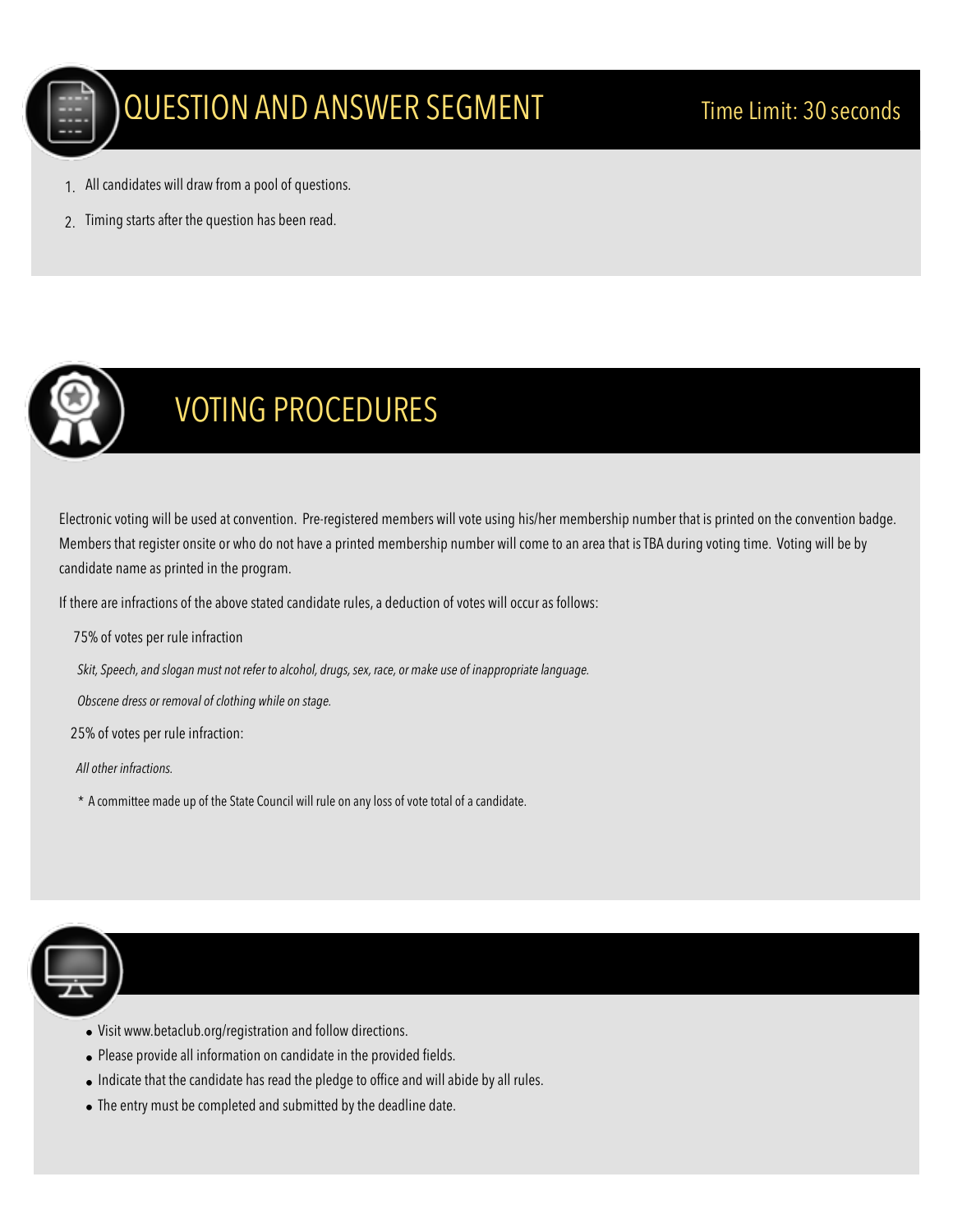## QUESTION AND ANSWER SEGMENT

Time Limit: 30 seconds

1. All candidates will draw from a pool of questions.
2. Timing starts after the question has been read.

## VOTING PROCEDURES

Electronic voting will be used at convention. Pre-registered members will vote using his/her membership number that is printed on the convention badge. Members that register onsite or who do not have a printed membership number will come to an area that is TBA during voting time. Voting will be by candidate name as printed in the program.

If there are infractions of the above stated candidate rules, a deduction of votes will occur as follows:

75% of votes per rule infraction

*Skit, Speech, and slogan must not refer to alcohol, drugs, sex, race, or make use of inappropriate language.*

*Obscene dress or removal of clothing while on stage.*

25% of votes per rule infraction:

*All other infractions.*

\* A committee made up of the State Council will rule on any loss of vote total of a candidate.

- Visit www.betaclub.org/registration and follow directions.
- Please provide all information on candidate in the provided fields.
- Indicate that the candidate has read the pledge to office and will abide by all rules.
- The entry must be completed and submitted by the deadline date.